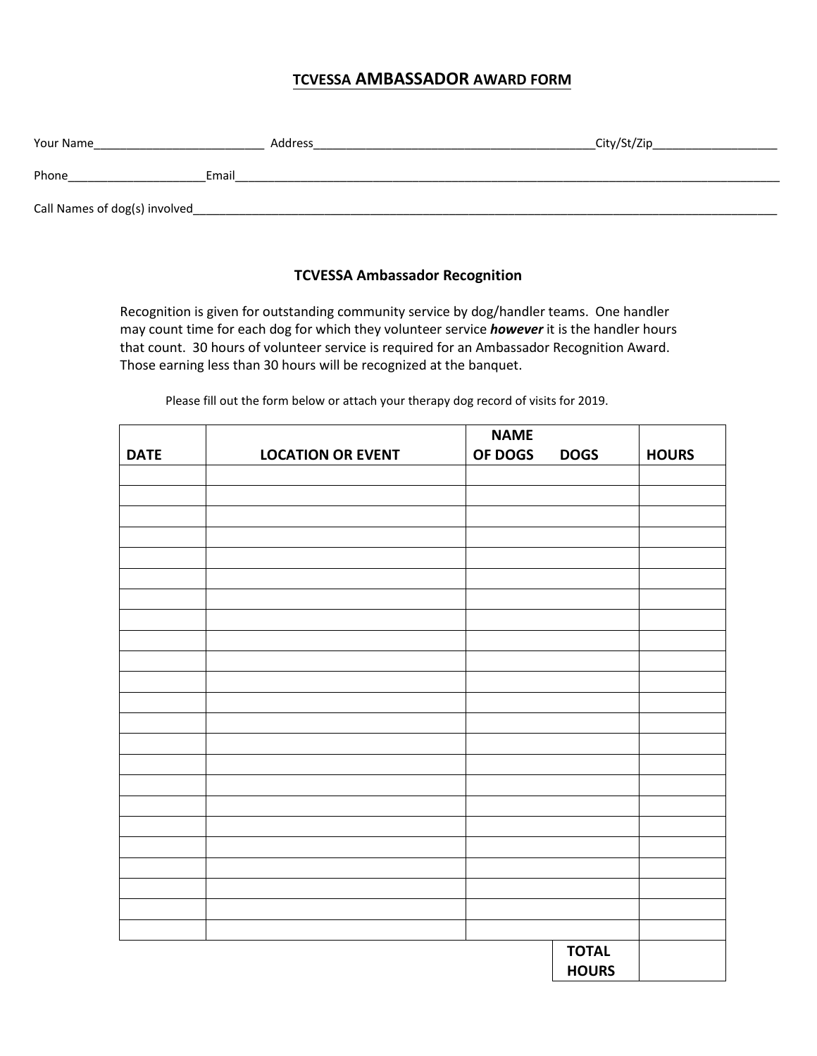# TCVESSA AMBASSADOR AWARD FORM

Your Name__________________________ Address___________________________________________City/St/Zip___________________

Phone_____________________Email_________________________________________________________________________________________

Call Names of dog(s) involved____________________________________________________________________________________________

## TCVESSA Ambassador Recognition

Recognition is given for outstanding community service by dog/handler teams. One handler may count time for each dog for which they volunteer service ***however*** it is the handler hours that count. 30 hours of volunteer service is required for an Ambassador Recognition Award. Those earning less than 30 hours will be recognized at the banquet.

Please fill out the form below or attach your therapy dog record of visits for 2019.

| DATE | LOCATION OR EVENT | NAME OF DOGS DOGS | HOURS |
|---|---|---|---|
| | | | |
| | | | |
| | | | |
| | | | |
| | | | |
| | | | |
| | | | |
| | | | |
| | | | |
| | | | |
| | | | |
| | | | |
| | | | |
| | | | |
| | | | |
| | | | |
| | | | |
| | | | |
| | | | |
| | | | |
| | | | |
| | | | |
| | | | |
| | | TOTAL HOURS | |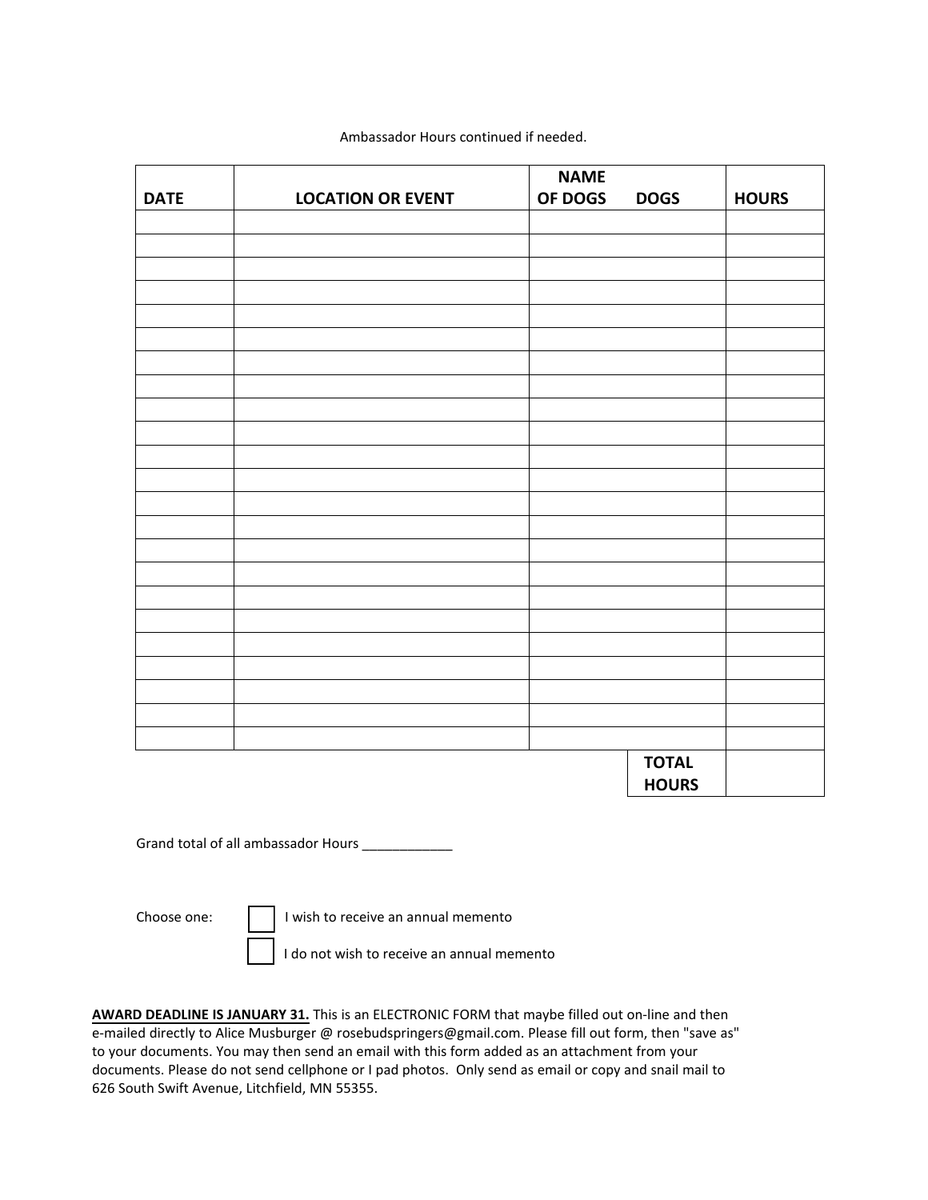Ambassador Hours continued if needed.

| DATE | LOCATION OR EVENT | NAME OF DOGS DOGS | HOURS |
|---|---|---|---|
| | | | |
| | | | |
| | | | |
| | | | |
| | | | |
| | | | |
| | | | |
| | | | |
| | | | |
| | | | |
| | | | |
| | | | |
| | | | |
| | | | |
| | | | |
| | | | |
| | | | |
| | | | |
| | | | |
| | | | |
| | | | |
| | | | |
| | | | |
| | | TOTAL HOURS | |

Grand total of all ambassador Hours ____________

Choose one:

☐ I wish to receive an annual memento

☐ I do not wish to receive an annual memento

**AWARD DEADLINE IS JANUARY 31.** This is an ELECTRONIC FORM that maybe filled out on-line and then e-mailed directly to Alice Musburger @ rosebudspringers@gmail.com. Please fill out form, then "save as" to your documents. You may then send an email with this form added as an attachment from your documents. Please do not send cellphone or I pad photos. Only send as email or copy and snail mail to 626 South Swift Avenue, Litchfield, MN 55355.